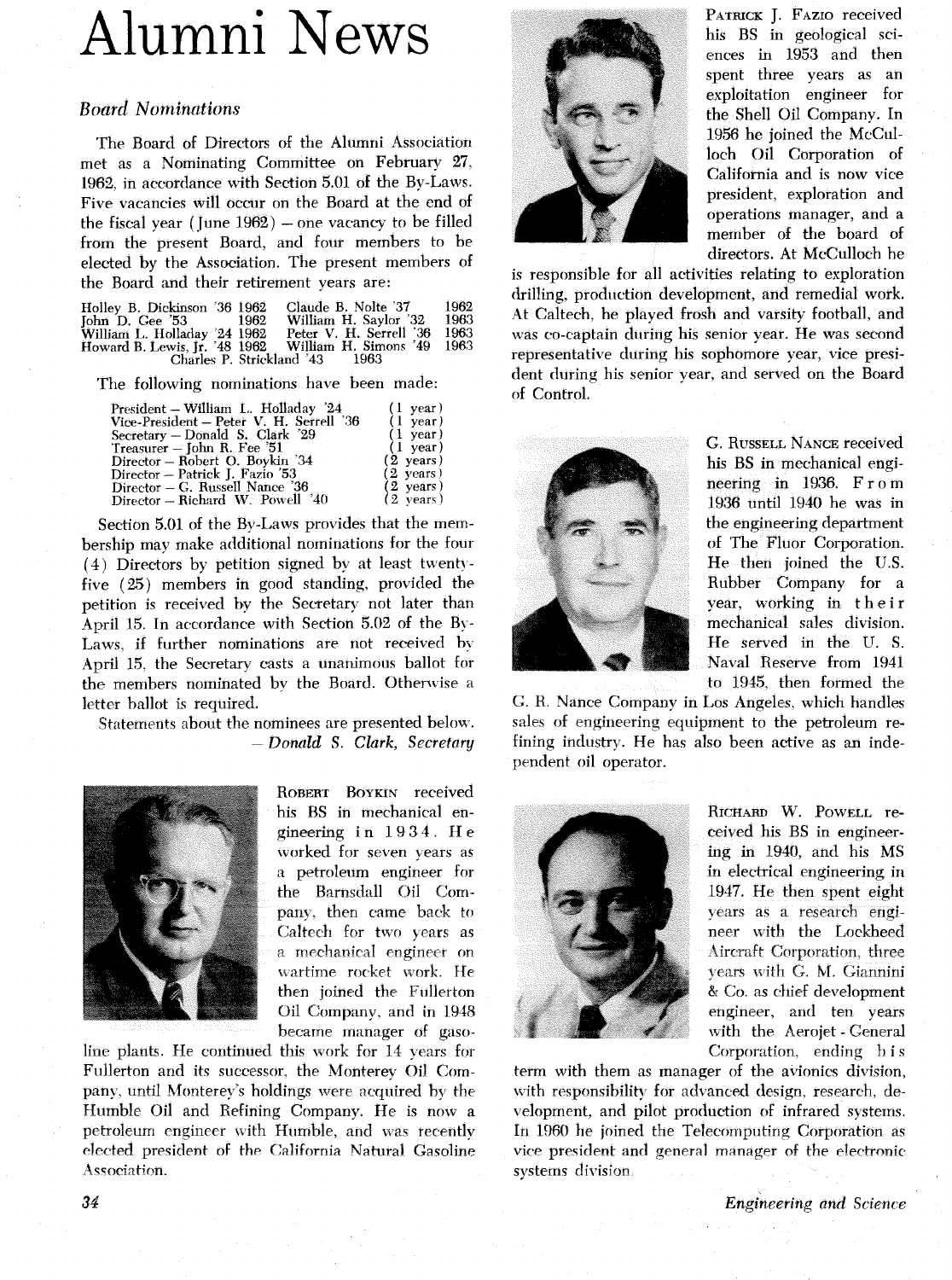# Alumni News

### *Board Nominations*

The Board of Directors of the Alumni Association met as a Nominating Committee on February 27, 1962, in accordance with Section 5.01 of the By-Laws. Five vacancies will occur on the Board at the end of the fiscal year (June 1962) – one vacancy to be filled from the present Board, and four members to be elected by the Association. The present members of the Board and their retirement years are:

| | | | |
|---|---|---|---|
| Holley B. Dickinson '36 | 1962 | Claude B. Nolte '37 | 1962 |
| John D. Gee '53 | 1962 | William H. Saylor '32 | 1963 |
| William L. Holladay '24 | 1962 | Peter V. H. Serrell '36 | 1963 |
| Howard B. Lewis, Jr. '48 | 1962 | William H. Simons '49 | 1963 |
| Charles P. Strickland '43 | 1963 | | |

The following nominations have been made:

| | |
|---|---|
| President – William L. Holladay '24 | (1 year) |
| Vice-President – Peter V. H. Serrell '36 | (1 year) |
| Secretary – Donald S. Clark '29 | (1 year) |
| Treasurer – John R. Fee '51 | (1 year) |
| Director – Robert O. Boykin '34 | (2 years) |
| Director – Patrick J. Fazio '53 | (2 years) |
| Director – G. Russell Nance '36 | (2 years) |
| Director – Richard W. Powell '40 | (2 years) |

Section 5.01 of the By-Laws provides that the membership may make additional nominations for the four (4) Directors by petition signed by at least twenty-five (25) members in good standing, provided the petition is received by the Secretary not later than April 15. In accordance with Section 5.02 of the By-Laws, if further nominations are not received by April 15, the Secretary casts a unanimous ballot for the members nominated by the Board. Otherwise a letter ballot is required.

Statements about the nominees are presented below.

– *Donald S. Clark, Secretary*

ROBERT BOYKIN received his BS in mechanical engineering in 1934. He worked for seven years as a petroleum engineer for the Barnsdall Oil Company, then came back to Caltech for two years as a mechanical engineer on wartime rocket work. He then joined the Fullerton Oil Company, and in 1948 became manager of gasoline plants. He continued this work for 14 years for Fullerton and its successor, the Monterey Oil Company, until Monterey's holdings were acquired by the Humble Oil and Refining Company. He is now a petroleum engineer with Humble, and was recently elected president of the California Natural Gasoline Association.

PATRICK J. FAZIO received his BS in geological sciences in 1953 and then spent three years as an exploitation engineer for the Shell Oil Company. In 1956 he joined the McCulloch Oil Corporation of California and is now vice president, exploration and operations manager, and a member of the board of directors. At McCulloch he is responsible for all activities relating to exploration drilling, production development, and remedial work. At Caltech, he played frosh and varsity football, and was co-captain during his senior year. He was second representative during his sophomore year, vice president during his senior year, and served on the Board of Control.

G. RUSSELL NANCE received his BS in mechanical engineering in 1936. From 1936 until 1940 he was in the engineering department of The Fluor Corporation. He then joined the U.S. Rubber Company for a year, working in their mechanical sales division. He served in the U. S. Naval Reserve from 1941 to 1945, then formed the G. R. Nance Company in Los Angeles, which handles sales of engineering equipment to the petroleum refining industry. He has also been active as an independent oil operator.

RICHARD W. POWELL received his BS in engineering in 1940, and his MS in electrical engineering in 1947. He then spent eight years as a research engineer with the Lockheed Aircraft Corporation, three years with G. M. Giannini & Co. as chief development engineer, and ten years with the Aerojet-General Corporation, ending his term with them as manager of the avionics division, with responsibility for advanced design, research, development, and pilot production of infrared systems. In 1960 he joined the Telecomputing Corporation as vice president and general manager of the electronic systems division.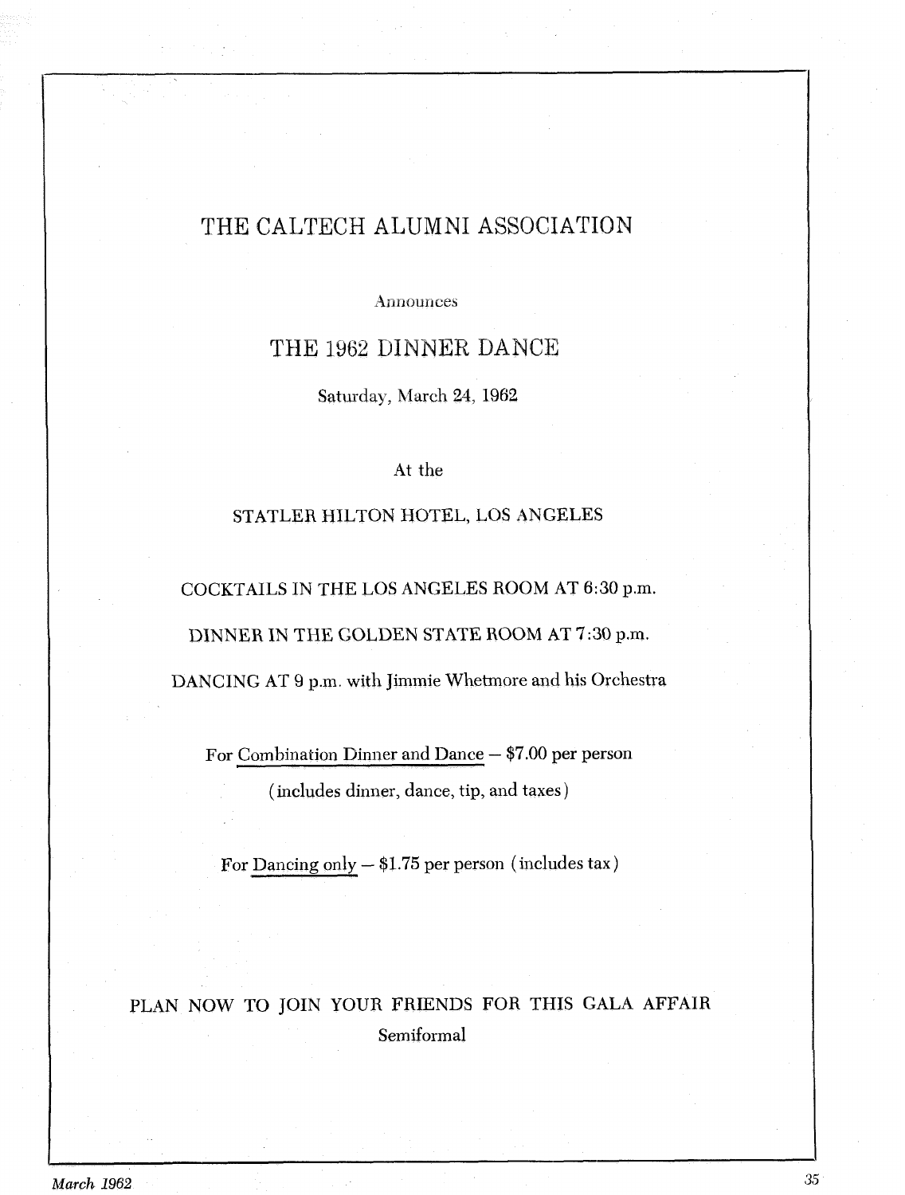# THE CALTECH ALUMNI ASSOCIATION

Announces

## THE 1962 DINNER DANCE

Saturday, March 24, 1962

At the

STATLER HILTON HOTEL, LOS ANGELES

COCKTAILS IN THE LOS ANGELES ROOM AT 6:30 p.m.

DINNER IN THE GOLDEN STATE ROOM AT 7:30 p.m.

DANCING AT 9 p.m. with Jimmie Whetmore and his Orchestra

For Combination Dinner and Dance — $7.00 per person

(includes dinner, dance, tip, and taxes)

For Dancing only — $1.75 per person (includes tax)

PLAN NOW TO JOIN YOUR FRIENDS FOR THIS GALA AFFAIR

Semiformal